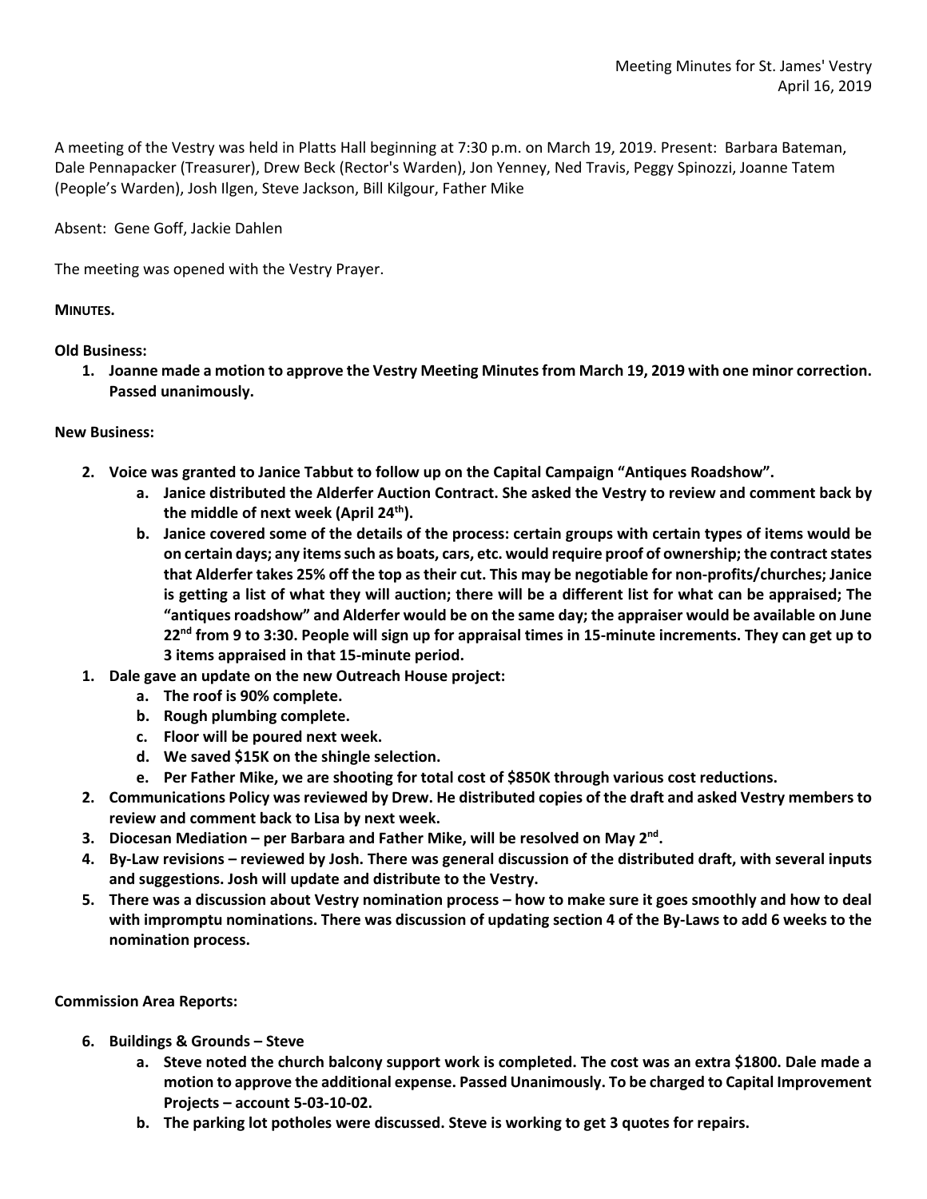Meeting Minutes for St. James' Vestry
April 16, 2019

A meeting of the Vestry was held in Platts Hall beginning at 7:30 p.m. on March 19, 2019. Present: Barbara Bateman, Dale Pennapacker (Treasurer), Drew Beck (Rector's Warden), Jon Yenney, Ned Travis, Peggy Spinozzi, Joanne Tatem (People's Warden), Josh Ilgen, Steve Jackson, Bill Kilgour, Father Mike

Absent: Gene Goff, Jackie Dahlen

The meeting was opened with the Vestry Prayer.

**MINUTES.**

**Old Business:**

1. **Joanne made a motion to approve the Vestry Meeting Minutes from March 19, 2019 with one minor correction. Passed unanimously.**

**New Business:**

2. **Voice was granted to Janice Tabbut to follow up on the Capital Campaign "Antiques Roadshow".**
   a. **Janice distributed the Alderfer Auction Contract. She asked the Vestry to review and comment back by the middle of next week (April 24th).**
   b. **Janice covered some of the details of the process: certain groups with certain types of items would be on certain days; any items such as boats, cars, etc. would require proof of ownership; the contract states that Alderfer takes 25% off the top as their cut. This may be negotiable for non-profits/churches; Janice is getting a list of what they will auction; there will be a different list for what can be appraised; The "antiques roadshow" and Alderfer would be on the same day; the appraiser would be available on June 22nd from 9 to 3:30. People will sign up for appraisal times in 15-minute increments. They can get up to 3 items appraised in that 15-minute period.**
1. **Dale gave an update on the new Outreach House project:**
   a. **The roof is 90% complete.**
   b. **Rough plumbing complete.**
   c. **Floor will be poured next week.**
   d. **We saved $15K on the shingle selection.**
   e. **Per Father Mike, we are shooting for total cost of $850K through various cost reductions.**
2. **Communications Policy was reviewed by Drew. He distributed copies of the draft and asked Vestry members to review and comment back to Lisa by next week.**
3. **Diocesan Mediation – per Barbara and Father Mike, will be resolved on May 2nd.**
4. **By-Law revisions – reviewed by Josh. There was general discussion of the distributed draft, with several inputs and suggestions. Josh will update and distribute to the Vestry.**
5. **There was a discussion about Vestry nomination process – how to make sure it goes smoothly and how to deal with impromptu nominations. There was discussion of updating section 4 of the By-Laws to add 6 weeks to the nomination process.**

**Commission Area Reports:**

6. **Buildings & Grounds – Steve**
   a. **Steve noted the church balcony support work is completed. The cost was an extra $1800. Dale made a motion to approve the additional expense. Passed Unanimously. To be charged to Capital Improvement Projects – account 5-03-10-02.**
   b. **The parking lot potholes were discussed. Steve is working to get 3 quotes for repairs.**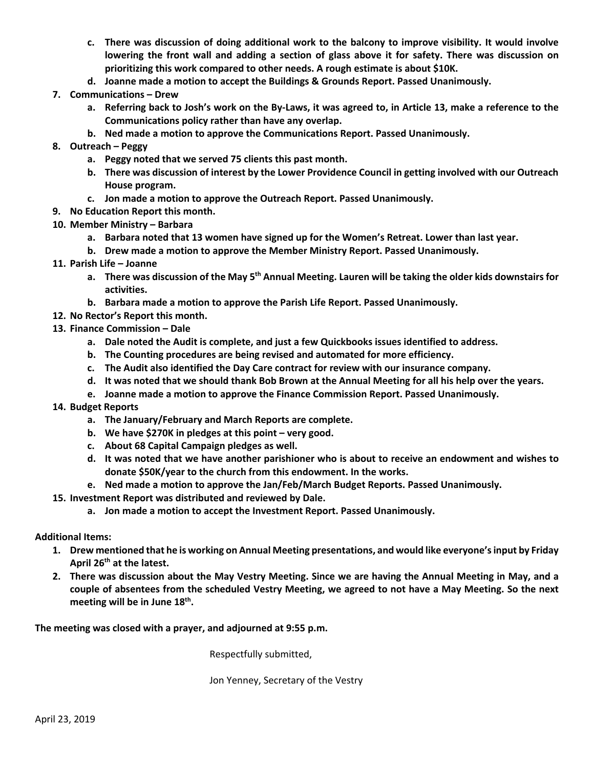c. **There was discussion of doing additional work to the balcony to improve visibility. It would involve lowering the front wall and adding a section of glass above it for safety. There was discussion on prioritizing this work compared to other needs. A rough estimate is about $10K.**
d. **Joanne made a motion to accept the Buildings & Grounds Report. Passed Unanimously.**

7. **Communications – Drew**
   a. **Referring back to Josh's work on the By-Laws, it was agreed to, in Article 13, make a reference to the Communications policy rather than have any overlap.**
   b. **Ned made a motion to approve the Communications Report. Passed Unanimously.**
8. **Outreach – Peggy**
   a. **Peggy noted that we served 75 clients this past month.**
   b. **There was discussion of interest by the Lower Providence Council in getting involved with our Outreach House program.**
   c. **Jon made a motion to approve the Outreach Report. Passed Unanimously.**
9. **No Education Report this month.**
10. **Member Ministry – Barbara**
    a. **Barbara noted that 13 women have signed up for the Women's Retreat. Lower than last year.**
    b. **Drew made a motion to approve the Member Ministry Report. Passed Unanimously.**
11. **Parish Life – Joanne**
    a. **There was discussion of the May 5th Annual Meeting. Lauren will be taking the older kids downstairs for activities.**
    b. **Barbara made a motion to approve the Parish Life Report. Passed Unanimously.**
12. **No Rector's Report this month.**
13. **Finance Commission – Dale**
    a. **Dale noted the Audit is complete, and just a few Quickbooks issues identified to address.**
    b. **The Counting procedures are being revised and automated for more efficiency.**
    c. **The Audit also identified the Day Care contract for review with our insurance company.**
    d. **It was noted that we should thank Bob Brown at the Annual Meeting for all his help over the years.**
    e. **Joanne made a motion to approve the Finance Commission Report. Passed Unanimously.**
14. **Budget Reports**
    a. **The January/February and March Reports are complete.**
    b. **We have $270K in pledges at this point – very good.**
    c. **About 68 Capital Campaign pledges as well.**
    d. **It was noted that we have another parishioner who is about to receive an endowment and wishes to donate $50K/year to the church from this endowment. In the works.**
    e. **Ned made a motion to approve the Jan/Feb/March Budget Reports. Passed Unanimously.**
15. **Investment Report was distributed and reviewed by Dale.**
    a. **Jon made a motion to accept the Investment Report. Passed Unanimously.**

**Additional Items:**

1. **Drew mentioned that he is working on Annual Meeting presentations, and would like everyone's input by Friday April 26th at the latest.**
2. **There was discussion about the May Vestry Meeting. Since we are having the Annual Meeting in May, and a couple of absentees from the scheduled Vestry Meeting, we agreed to not have a May Meeting. So the next meeting will be in June 18th.**

**The meeting was closed with a prayer, and adjourned at 9:55 p.m.**

Respectfully submitted,

Jon Yenney, Secretary of the Vestry

April 23, 2019